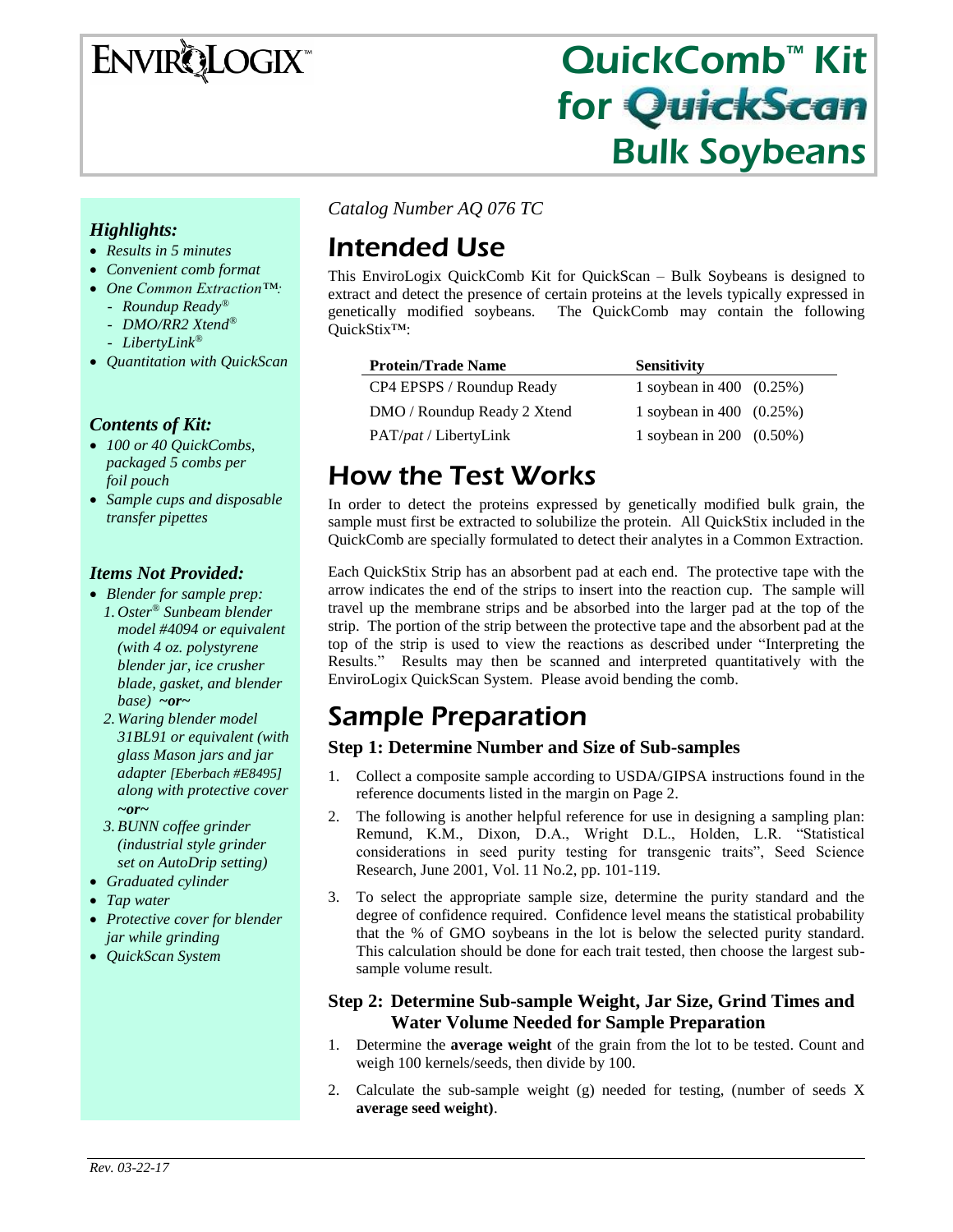# EnviroLogix

# QuickComb™ Kit for QuickScan Bulk Soybeans

### *Highlights:*

- *Results in 5 minutes*
- *Convenient comb format*
- *One Common Extraction™:*
  - *Roundup Ready®*
  - *DMO/RR2 Xtend®*
  - *LibertyLink®*
- *Quantitation with QuickScan*

### *Contents of Kit:*

- *100 or 40 QuickCombs, packaged 5 combs per foil pouch*
- *Sample cups and disposable transfer pipettes*

### *Items Not Provided:*

- *Blender for sample prep:*
  1. *Oster® Sunbeam blender model #4094 or equivalent (with 4 oz. polystyrene blender jar, ice crusher blade, gasket, and blender base)* ***~or~***
  2. *Waring blender model 31BL91 or equivalent (with glass Mason jars and jar adapter [Eberbach #E8495] along with protective cover* ***~or~***
  3. *BUNN coffee grinder (industrial style grinder set on AutoDrip setting)*
- *Graduated cylinder*
- *Tap water*
- *Protective cover for blender jar while grinding*
- *QuickScan System*

*Catalog Number AQ 076 TC*

# Intended Use

This EnviroLogix QuickComb Kit for QuickScan – Bulk Soybeans is designed to extract and detect the presence of certain proteins at the levels typically expressed in genetically modified soybeans. The QuickComb may contain the following QuickStix™:

| Protein/Trade Name | Sensitivity |
|---|---|
| CP4 EPSPS / Roundup Ready | 1 soybean in 400 (0.25%) |
| DMO / Roundup Ready 2 Xtend | 1 soybean in 400 (0.25%) |
| PAT/*pat* / LibertyLink | 1 soybean in 200 (0.50%) |

# How the Test Works

In order to detect the proteins expressed by genetically modified bulk grain, the sample must first be extracted to solubilize the protein. All QuickStix included in the QuickComb are specially formulated to detect their analytes in a Common Extraction.

Each QuickStix Strip has an absorbent pad at each end. The protective tape with the arrow indicates the end of the strips to insert into the reaction cup. The sample will travel up the membrane strips and be absorbed into the larger pad at the top of the strip. The portion of the strip between the protective tape and the absorbent pad at the top of the strip is used to view the reactions as described under "Interpreting the Results." Results may then be scanned and interpreted quantitatively with the EnviroLogix QuickScan System. Please avoid bending the comb.

# Sample Preparation

### Step 1: Determine Number and Size of Sub-samples

1. Collect a composite sample according to USDA/GIPSA instructions found in the reference documents listed in the margin on Page 2.
2. The following is another helpful reference for use in designing a sampling plan: Remund, K.M., Dixon, D.A., Wright D.L., Holden, L.R. "Statistical considerations in seed purity testing for transgenic traits", Seed Science Research, June 2001, Vol. 11 No.2, pp. 101-119.
3. To select the appropriate sample size, determine the purity standard and the degree of confidence required. Confidence level means the statistical probability that the % of GMO soybeans in the lot is below the selected purity standard. This calculation should be done for each trait tested, then choose the largest sub-sample volume result.

### Step 2: Determine Sub-sample Weight, Jar Size, Grind Times and Water Volume Needed for Sample Preparation

1. Determine the **average weight** of the grain from the lot to be tested. Count and weigh 100 kernels/seeds, then divide by 100.
2. Calculate the sub-sample weight (g) needed for testing, (number of seeds X **average seed weight)**.

*Rev. 03-22-17*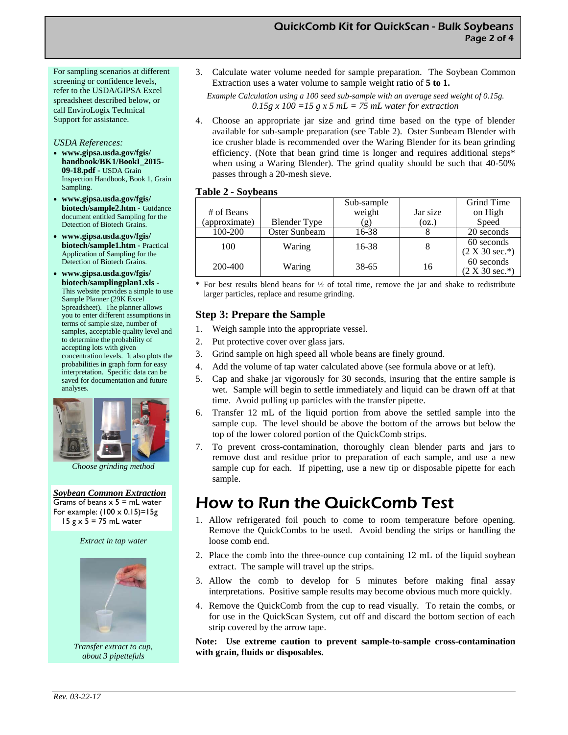For sampling scenarios at different screening or confidence levels, refer to the USDA/GIPSA Excel spreadsheet described below, or call EnviroLogix Technical Support for assistance.

*USDA References:*

- **www.gipsa.usda.gov/fgis/handbook/BK1/BookI_2015-09-18.pdf** - USDA Grain Inspection Handbook, Book 1, Grain Sampling.
- **www.gipsa.usda.gov/fgis/biotech/sample2.htm** - Guidance document entitled Sampling for the Detection of Biotech Grains.
- **www.gipsa.usda.gov/fgis/biotech/sample1.htm** - Practical Application of Sampling for the Detection of Biotech Grains.
- **www.gipsa.usda.gov/fgis/biotech/samplingplan1.xls** - This website provides a simple to use Sample Planner (29K Excel Spreadsheet). The planner allows you to enter different assumptions in terms of sample size, number of samples, acceptable quality level and to determine the probability of accepting lots with given concentration levels. It also plots the probabilities in graph form for easy interpretation. Specific data can be saved for documentation and future analyses.

*Choose grinding method*

***Soybean Common Extraction***

Grams of beans x 5 = mL water
For example: (100 x 0.15)=15g
15 g x 5 = 75 mL water

*Extract in tap water*

*Transfer extract to cup, about 3 pipettefuls*

3. Calculate water volume needed for sample preparation. The Soybean Common Extraction uses a water volume to sample weight ratio of **5 to 1.**

   *Example Calculation using a 100 seed sub-sample with an average seed weight of 0.15g.*
   *0.15g x 100 =15 g x 5 mL = 75 mL water for extraction*

4. Choose an appropriate jar size and grind time based on the type of blender available for sub-sample preparation (see Table 2). Oster Sunbeam Blender with ice crusher blade is recommended over the Waring Blender for its bean grinding efficiency. (Note that bean grind time is longer and requires additional steps* when using a Waring Blender). The grind quality should be such that 40-50% passes through a 20-mesh sieve.

**Table 2 - Soybeans**

| # of Beans (approximate) | Blender Type | Sub-sample weight (g) | Jar size (oz.) | Grind Time on High Speed |
|---|---|---|---|---|
| 100-200 | Oster Sunbeam | 16-38 | 8 | 20 seconds |
| 100 | Waring | 16-38 | 8 | 60 seconds (2 X 30 sec.*) |
| 200-400 | Waring | 38-65 | 16 | 60 seconds (2 X 30 sec.*) |

\* For best results blend beans for ½ of total time, remove the jar and shake to redistribute larger particles, replace and resume grinding.

## Step 3: Prepare the Sample

1. Weigh sample into the appropriate vessel.
2. Put protective cover over glass jars.
3. Grind sample on high speed all whole beans are finely ground.
4. Add the volume of tap water calculated above (see formula above or at left).
5. Cap and shake jar vigorously for 30 seconds, insuring that the entire sample is wet. Sample will begin to settle immediately and liquid can be drawn off at that time. Avoid pulling up particles with the transfer pipette.
6. Transfer 12 mL of the liquid portion from above the settled sample into the sample cup. The level should be above the bottom of the arrows but below the top of the lower colored portion of the QuickComb strips.
7. To prevent cross-contamination, thoroughly clean blender parts and jars to remove dust and residue prior to preparation of each sample, and use a new sample cup for each. If pipetting, use a new tip or disposable pipette for each sample.

# How to Run the QuickComb Test

1. Allow refrigerated foil pouch to come to room temperature before opening. Remove the QuickCombs to be used. Avoid bending the strips or handling the loose comb end.
2. Place the comb into the three-ounce cup containing 12 mL of the liquid soybean extract. The sample will travel up the strips.
3. Allow the comb to develop for 5 minutes before making final assay interpretations. Positive sample results may become obvious much more quickly.
4. Remove the QuickComb from the cup to read visually. To retain the combs, or for use in the QuickScan System, cut off and discard the bottom section of each strip covered by the arrow tape.

**Note: Use extreme caution to prevent sample-to-sample cross-contamination with grain, fluids or disposables.**

*Rev. 03-22-17*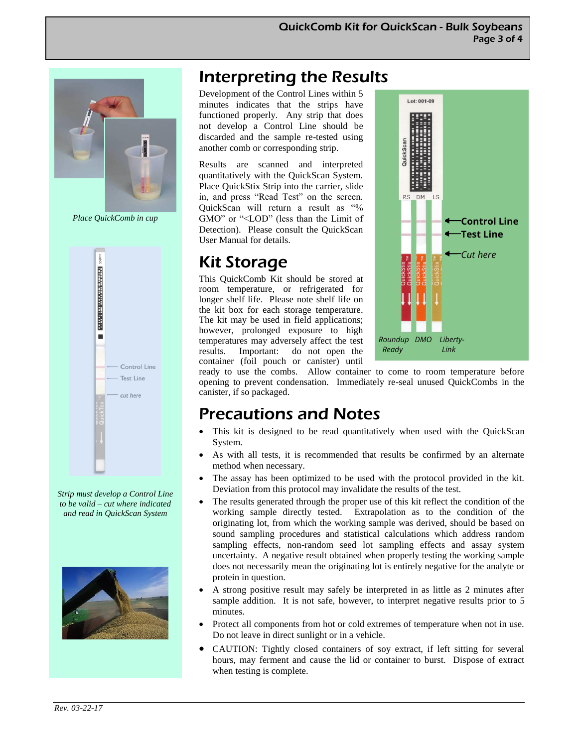*Place QuickComb in cup*

*Strip must develop a Control Line to be valid – cut where indicated and read in QuickScan System*

# Interpreting the Results

Development of the Control Lines within 5 minutes indicates that the strips have functioned properly. Any strip that does not develop a Control Line should be discarded and the sample re-tested using another comb or corresponding strip.

Results are scanned and interpreted quantitatively with the QuickScan System. Place QuickStix Strip into the carrier, slide in, and press "Read Test" on the screen. QuickScan will return a result as "% GMO" or "<LOD" (less than the Limit of Detection). Please consult the QuickScan User Manual for details.

# Kit Storage

This QuickComb Kit should be stored at room temperature, or refrigerated for longer shelf life. Please note shelf life on the kit box for each storage temperature. The kit may be used in field applications; however, prolonged exposure to high temperatures may adversely affect the test results. Important: do not open the container (foil pouch or canister) until ready to use the combs. Allow container to come to room temperature before opening to prevent condensation. Immediately re-seal unused QuickCombs in the canister, if so packaged.

# Precautions and Notes

- This kit is designed to be read quantitatively when used with the QuickScan System.
- As with all tests, it is recommended that results be confirmed by an alternate method when necessary.
- The assay has been optimized to be used with the protocol provided in the kit. Deviation from this protocol may invalidate the results of the test.
- The results generated through the proper use of this kit reflect the condition of the working sample directly tested. Extrapolation as to the condition of the originating lot, from which the working sample was derived, should be based on sound sampling procedures and statistical calculations which address random sampling effects, non-random seed lot sampling effects and assay system uncertainty. A negative result obtained when properly testing the working sample does not necessarily mean the originating lot is entirely negative for the analyte or protein in question.
- A strong positive result may safely be interpreted in as little as 2 minutes after sample addition. It is not safe, however, to interpret negative results prior to 5 minutes.
- Protect all components from hot or cold extremes of temperature when not in use. Do not leave in direct sunlight or in a vehicle.
- CAUTION: Tightly closed containers of soy extract, if left sitting for several hours, may ferment and cause the lid or container to burst. Dispose of extract when testing is complete.

*Rev. 03-22-17*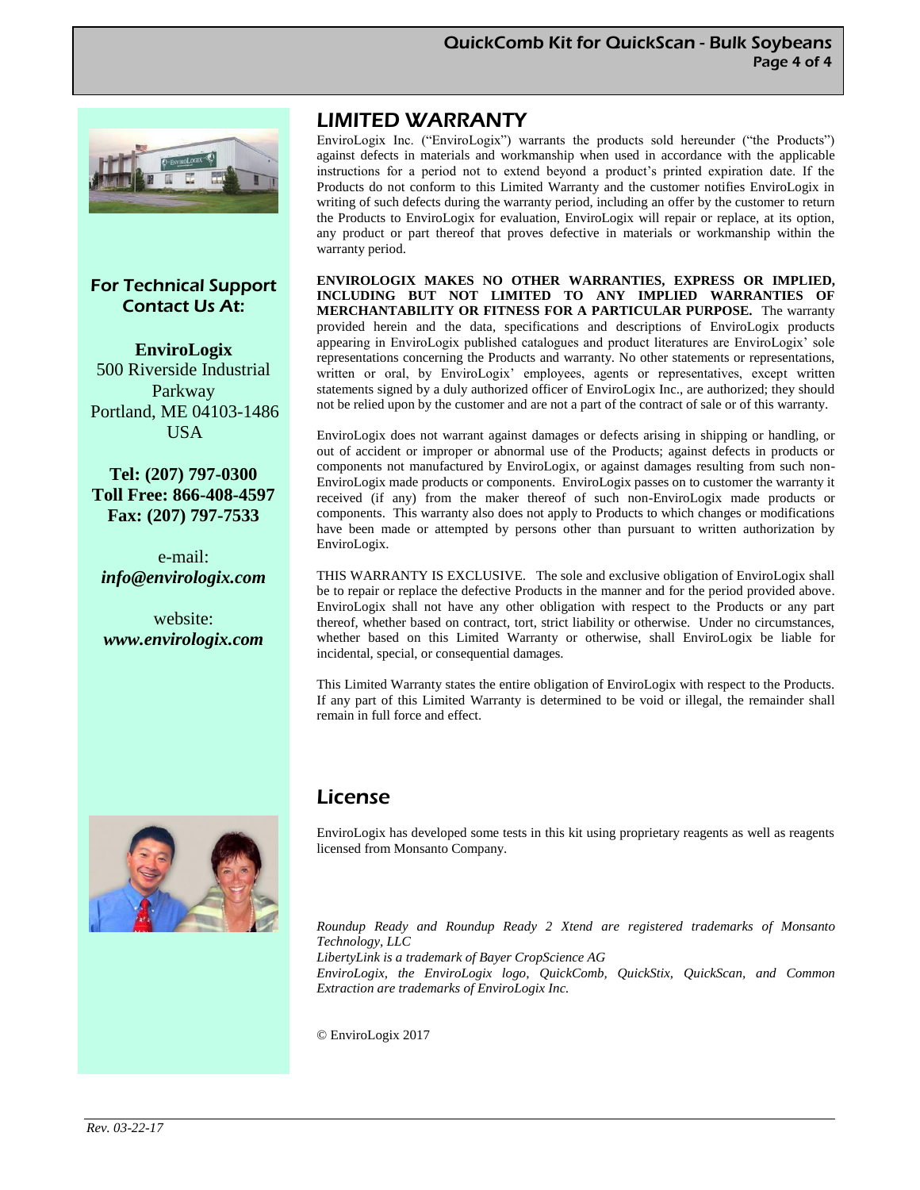## LIMITED WARRANTY

EnviroLogix Inc. ("EnviroLogix") warrants the products sold hereunder ("the Products") against defects in materials and workmanship when used in accordance with the applicable instructions for a period not to extend beyond a product's printed expiration date. If the Products do not conform to this Limited Warranty and the customer notifies EnviroLogix in writing of such defects during the warranty period, including an offer by the customer to return the Products to EnviroLogix for evaluation, EnviroLogix will repair or replace, at its option, any product or part thereof that proves defective in materials or workmanship within the warranty period.

**ENVIROLOGIX MAKES NO OTHER WARRANTIES, EXPRESS OR IMPLIED, INCLUDING BUT NOT LIMITED TO ANY IMPLIED WARRANTIES OF MERCHANTABILITY OR FITNESS FOR A PARTICULAR PURPOSE.** The warranty provided herein and the data, specifications and descriptions of EnviroLogix products appearing in EnviroLogix published catalogues and product literatures are EnviroLogix' sole representations concerning the Products and warranty. No other statements or representations, written or oral, by EnviroLogix' employees, agents or representatives, except written statements signed by a duly authorized officer of EnviroLogix Inc., are authorized; they should not be relied upon by the customer and are not a part of the contract of sale or of this warranty.

EnviroLogix does not warrant against damages or defects arising in shipping or handling, or out of accident or improper or abnormal use of the Products; against defects in products or components not manufactured by EnviroLogix, or against damages resulting from such non-EnviroLogix made products or components. EnviroLogix passes on to customer the warranty it received (if any) from the maker thereof of such non-EnviroLogix made products or components. This warranty also does not apply to Products to which changes or modifications have been made or attempted by persons other than pursuant to written authorization by EnviroLogix.

THIS WARRANTY IS EXCLUSIVE. The sole and exclusive obligation of EnviroLogix shall be to repair or replace the defective Products in the manner and for the period provided above. EnviroLogix shall not have any other obligation with respect to the Products or any part thereof, whether based on contract, tort, strict liability or otherwise. Under no circumstances, whether based on this Limited Warranty or otherwise, shall EnviroLogix be liable for incidental, special, or consequential damages.

This Limited Warranty states the entire obligation of EnviroLogix with respect to the Products. If any part of this Limited Warranty is determined to be void or illegal, the remainder shall remain in full force and effect.

## License

EnviroLogix has developed some tests in this kit using proprietary reagents as well as reagents licensed from Monsanto Company.

*Roundup Ready and Roundup Ready 2 Xtend are registered trademarks of Monsanto Technology, LLC*
*LibertyLink is a trademark of Bayer CropScience AG*
*EnviroLogix, the EnviroLogix logo, QuickComb, QuickStix, QuickScan, and Common Extraction are trademarks of EnviroLogix Inc.*

© EnviroLogix 2017

### For Technical Support Contact Us At:

**EnviroLogix**
500 Riverside Industrial Parkway
Portland, ME 04103-1486
USA

**Tel: (207) 797-0300**
**Toll Free: 866-408-4597**
**Fax: (207) 797-7533**

e-mail:
***info@envirologix.com***

website:
***www.envirologix.com***

*Rev. 03-22-17*